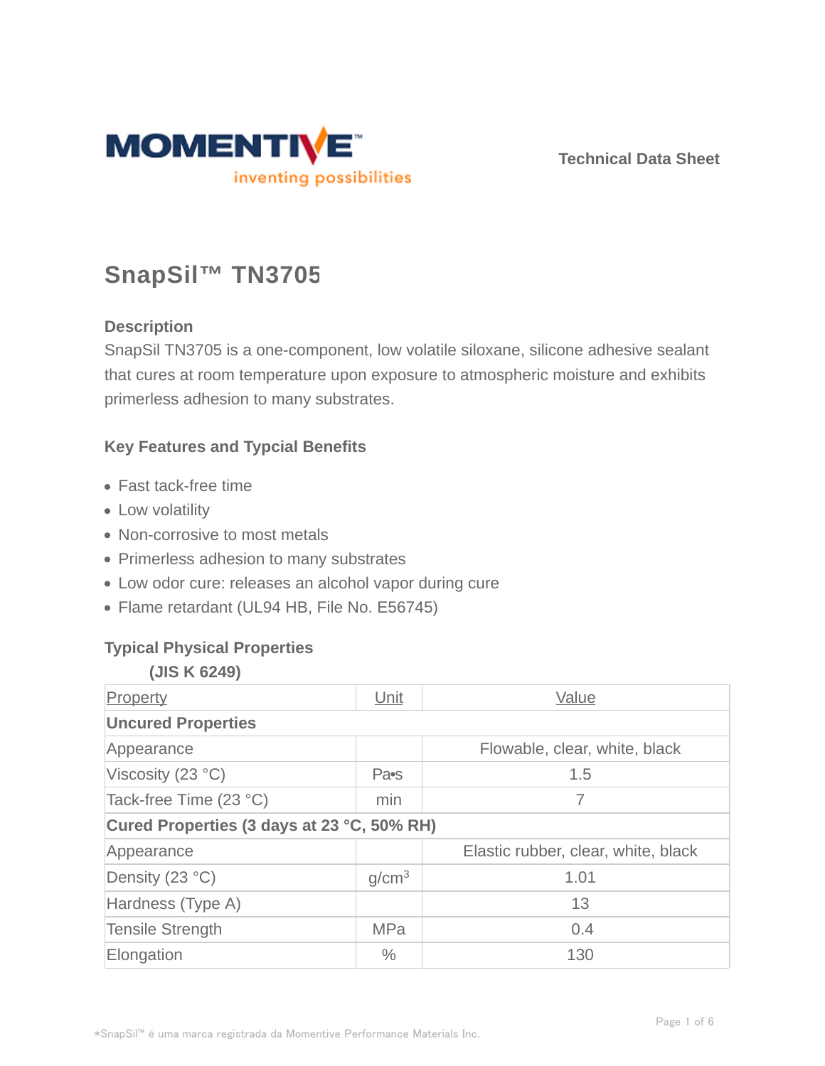Technical Data Sheet

# SnapSil™ TN3705

### Description

SnapSil TN3705 is a one-component, low volatile siloxane, silicone adhesive sealant that cures at room temperature upon exposure to atmospheric moisture and exhibits primerless adhesion to many substrates.

### Key Features and Typcial Benefits

- Fast tack-free time
- Low volatility
- Non-corrosive to most metals
- Primerless adhesion to many substrates
- Low odor cure: releases an alcohol vapor during cure
- Flame retardant (UL94 HB, File No. E56745)

### Typical Physical Properties

**(JIS K 6249)**

| Property | Unit | Value |
|---|---|---|
| **Uncured Properties** | | |
| Appearance | | Flowable, clear, white, black |
| Viscosity (23 °C) | Pa•s | 1.5 |
| Tack-free Time (23 °C) | min | 7 |
| **Cured Properties (3 days at 23 °C, 50% RH)** | | |
| Appearance | | Elastic rubber, clear, white, black |
| Density (23 °C) | $g/cm^3$ | 1.01 |
| Hardness (Type A) | | 13 |
| Tensile Strength | MPa | 0.4 |
| Elongation | % | 130 |

*SnapSil™ é uma marca registrada da Momentive Performance Materials Inc.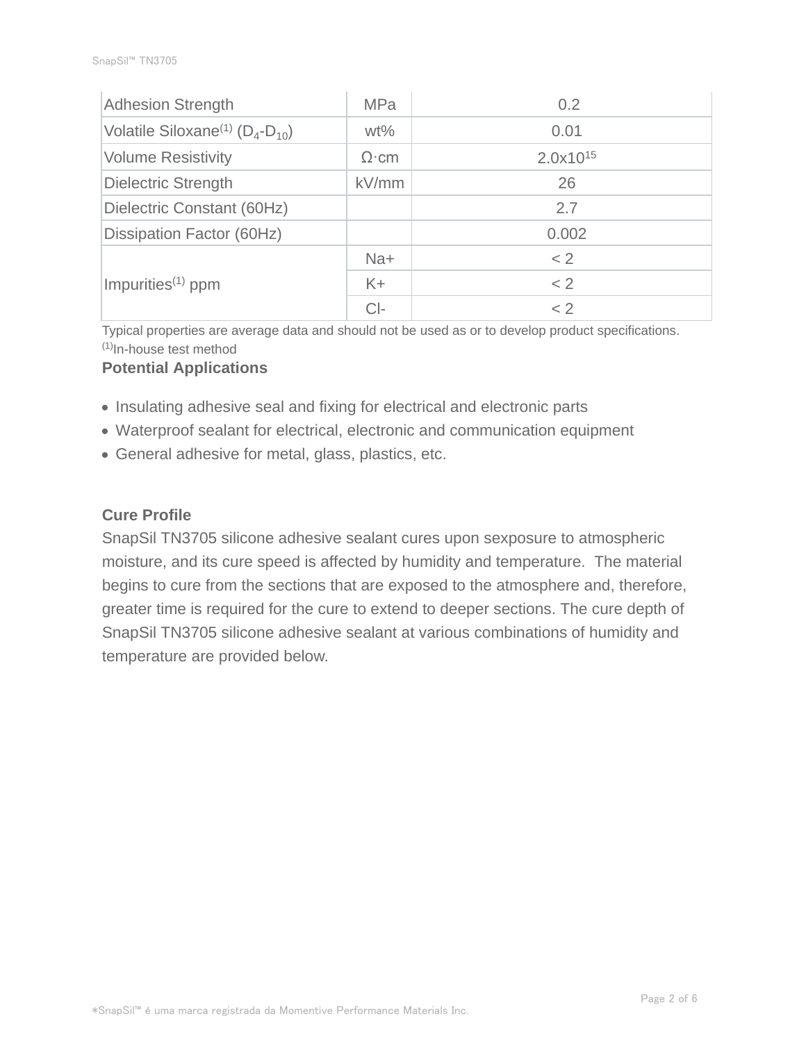| Adhesion Strength | MPa | 0.2 |
|---|---|---|
| Volatile Siloxane[1] ($D_4$-$D_{10}$) | wt% | 0.01 |
| Volume Resistivity | Ω·cm | $2.0x10^{15}$ |
| Dielectric Strength | kV/mm | 26 |
| Dielectric Constant (60Hz) | | 2.7 |
| Dissipation Factor (60Hz) | | 0.002 |
| Impurities[1] ppm | Na+ | < 2 |
| | K+ | < 2 |
| | Cl- | < 2 |

Typical properties are average data and should not be used as or to develop product specifications.
[1]In-house test method

**Potential Applications**

- Insulating adhesive seal and fixing for electrical and electronic parts
- Waterproof sealant for electrical, electronic and communication equipment
- General adhesive for metal, glass, plastics, etc.

**Cure Profile**

SnapSil TN3705 silicone adhesive sealant cures upon sexposure to atmospheric moisture, and its cure speed is affected by humidity and temperature. The material begins to cure from the sections that are exposed to the atmosphere and, therefore, greater time is required for the cure to extend to deeper sections. The cure depth of SnapSil TN3705 silicone adhesive sealant at various combinations of humidity and temperature are provided below.

*SnapSil™ é uma marca registrada da Momentive Performance Materials Inc.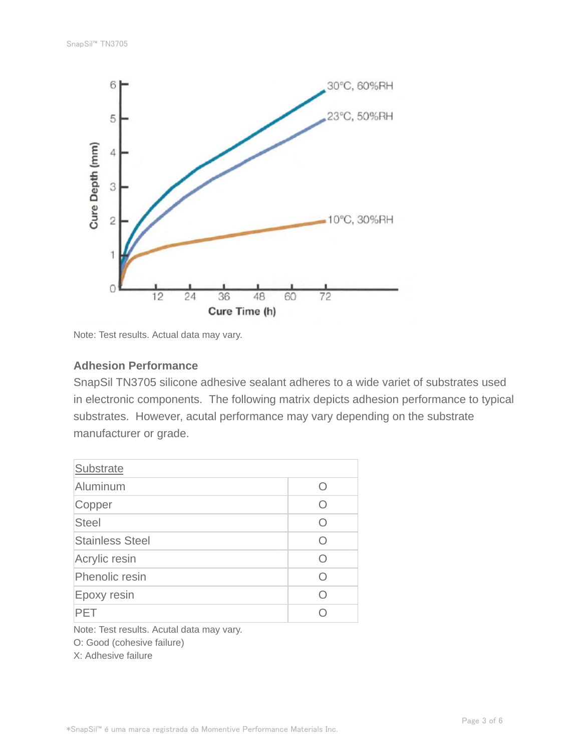Note: Test results. Actual data may vary.

### Adhesion Performance

SnapSil TN3705 silicone adhesive sealant adheres to a wide variet of substrates used in electronic components. The following matrix depicts adhesion performance to typical substrates. However, acutal performance may vary depending on the substrate manufacturer or grade.

| Substrate | |
|---|---|
| Aluminum | O |
| Copper | O |
| Steel | O |
| Stainless Steel | O |
| Acrylic resin | O |
| Phenolic resin | O |
| Epoxy resin | O |
| PET | O |

Note: Test results. Acutal data may vary.
O: Good (cohesive failure)
X: Adhesive failure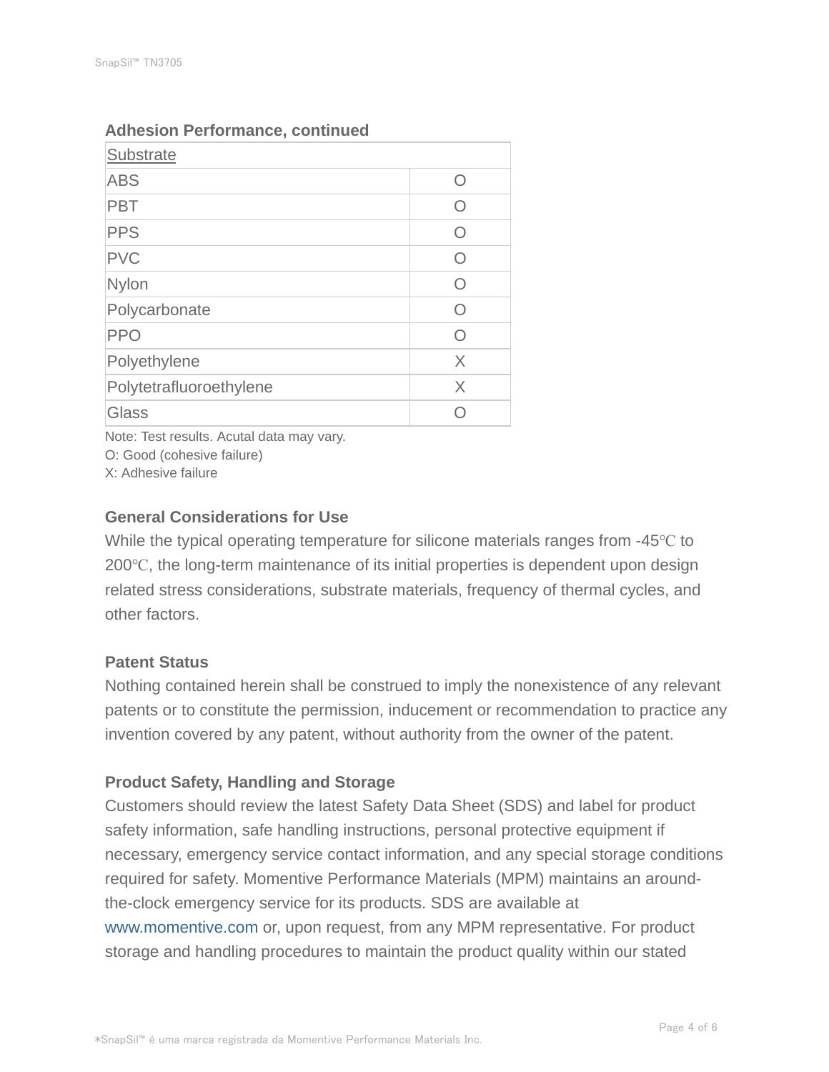### Adhesion Performance, continued

| Substrate | |
|---|---|
| ABS | O |
| PBT | O |
| PPS | O |
| PVC | O |
| Nylon | O |
| Polycarbonate | O |
| PPO | O |
| Polyethylene | X |
| Polytetrafluoroethylene | X |
| Glass | O |

Note: Test results. Acutal data may vary.
O: Good (cohesive failure)
X: Adhesive failure

### General Considerations for Use

While the typical operating temperature for silicone materials ranges from -45℃ to 200℃, the long-term maintenance of its initial properties is dependent upon design related stress considerations, substrate materials, frequency of thermal cycles, and other factors.

### Patent Status

Nothing contained herein shall be construed to imply the nonexistence of any relevant patents or to constitute the permission, inducement or recommendation to practice any invention covered by any patent, without authority from the owner of the patent.

### Product Safety, Handling and Storage

Customers should review the latest Safety Data Sheet (SDS) and label for product safety information, safe handling instructions, personal protective equipment if necessary, emergency service contact information, and any special storage conditions required for safety. Momentive Performance Materials (MPM) maintains an around-the-clock emergency service for its products. SDS are available at www.momentive.com or, upon request, from any MPM representative. For product storage and handling procedures to maintain the product quality within our stated

*SnapSil™ é uma marca registrada da Momentive Performance Materials Inc.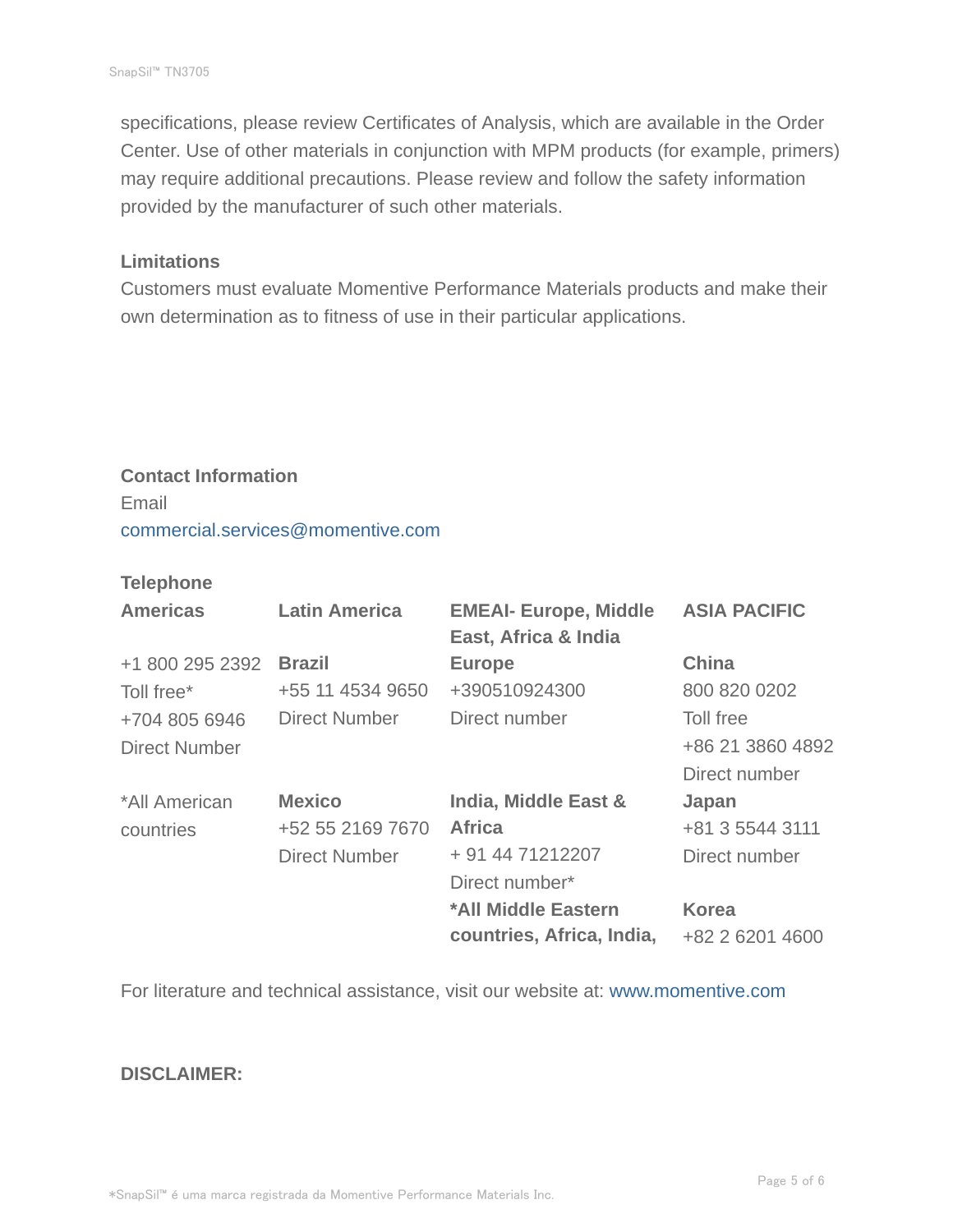specifications, please review Certificates of Analysis, which are available in the Order Center. Use of other materials in conjunction with MPM products (for example, primers) may require additional precautions. Please review and follow the safety information provided by the manufacturer of such other materials.

### Limitations

Customers must evaluate Momentive Performance Materials products and make their own determination as to fitness of use in their particular applications.

### Contact Information

Email

commercial.services@momentive.com

### Telephone

| Americas | Latin America | EMEAI- Europe, Middle East, Africa & India | ASIA PACIFIC |
|---|---|---|---|
| +1 800 295 2392 Toll free* +704 805 6946 Direct Number | **Brazil** +55 11 4534 9650 Direct Number | **Europe** +390510924300 Direct number | **China** 800 820 0202 Toll free +86 21 3860 4892 Direct number |
| *All American countries | **Mexico** +52 55 2169 7670 Direct Number | **India, Middle East & Africa** + 91 44 71212207 Direct number* | **Japan** +81 3 5544 3111 Direct number |
| | | ***All Middle Eastern countries, Africa, India,** | **Korea** +82 2 6201 4600 |

For literature and technical assistance, visit our website at: www.momentive.com

### DISCLAIMER:

*SnapSil™ é uma marca registrada da Momentive Performance Materials Inc.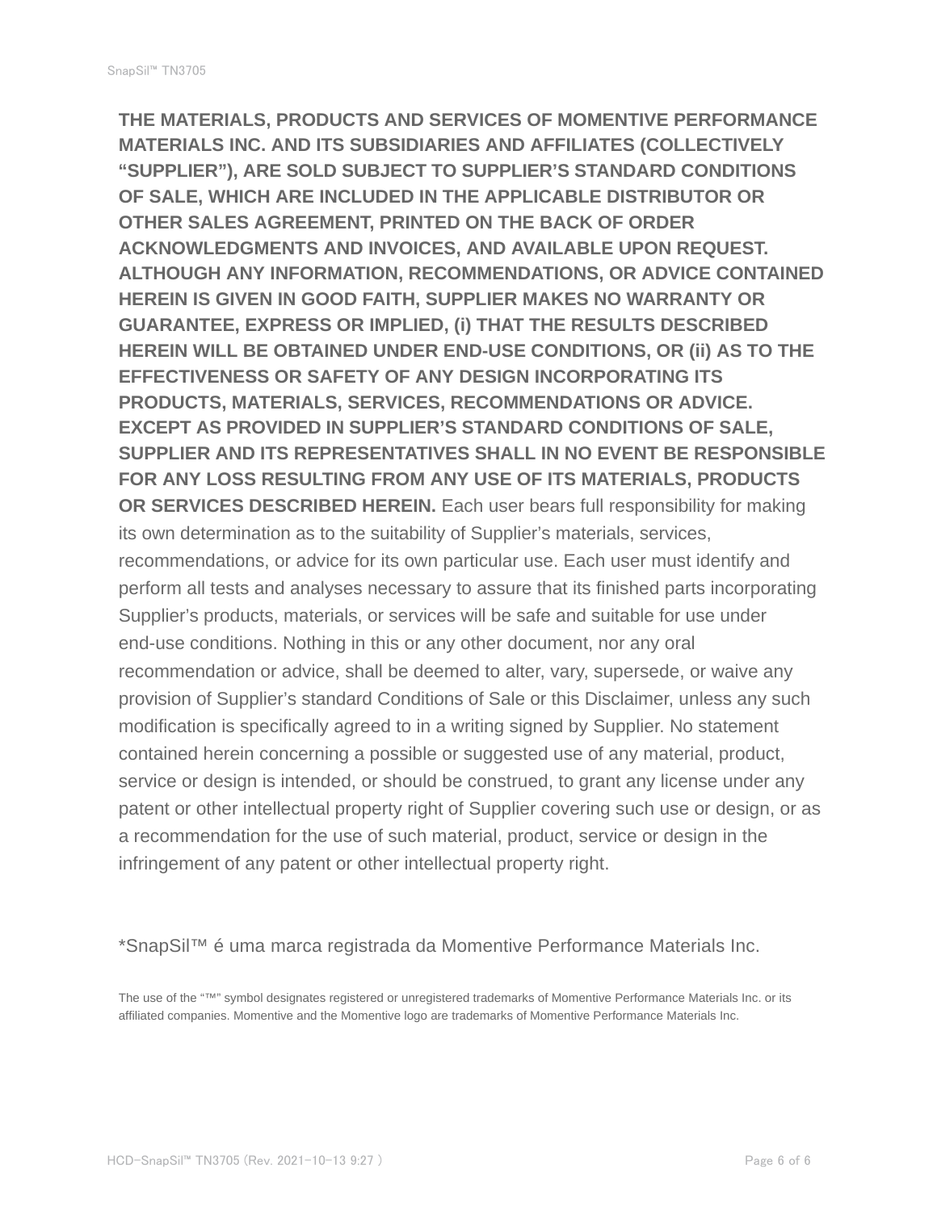**THE MATERIALS, PRODUCTS AND SERVICES OF MOMENTIVE PERFORMANCE MATERIALS INC. AND ITS SUBSIDIARIES AND AFFILIATES (COLLECTIVELY "SUPPLIER"), ARE SOLD SUBJECT TO SUPPLIER'S STANDARD CONDITIONS OF SALE, WHICH ARE INCLUDED IN THE APPLICABLE DISTRIBUTOR OR OTHER SALES AGREEMENT, PRINTED ON THE BACK OF ORDER ACKNOWLEDGMENTS AND INVOICES, AND AVAILABLE UPON REQUEST. ALTHOUGH ANY INFORMATION, RECOMMENDATIONS, OR ADVICE CONTAINED HEREIN IS GIVEN IN GOOD FAITH, SUPPLIER MAKES NO WARRANTY OR GUARANTEE, EXPRESS OR IMPLIED, (i) THAT THE RESULTS DESCRIBED HEREIN WILL BE OBTAINED UNDER END-USE CONDITIONS, OR (ii) AS TO THE EFFECTIVENESS OR SAFETY OF ANY DESIGN INCORPORATING ITS PRODUCTS, MATERIALS, SERVICES, RECOMMENDATIONS OR ADVICE. EXCEPT AS PROVIDED IN SUPPLIER'S STANDARD CONDITIONS OF SALE, SUPPLIER AND ITS REPRESENTATIVES SHALL IN NO EVENT BE RESPONSIBLE FOR ANY LOSS RESULTING FROM ANY USE OF ITS MATERIALS, PRODUCTS OR SERVICES DESCRIBED HEREIN.** Each user bears full responsibility for making its own determination as to the suitability of Supplier's materials, services, recommendations, or advice for its own particular use. Each user must identify and perform all tests and analyses necessary to assure that its finished parts incorporating Supplier's products, materials, or services will be safe and suitable for use under end-use conditions. Nothing in this or any other document, nor any oral recommendation or advice, shall be deemed to alter, vary, supersede, or waive any provision of Supplier's standard Conditions of Sale or this Disclaimer, unless any such modification is specifically agreed to in a writing signed by Supplier. No statement contained herein concerning a possible or suggested use of any material, product, service or design is intended, or should be construed, to grant any license under any patent or other intellectual property right of Supplier covering such use or design, or as a recommendation for the use of such material, product, service or design in the infringement of any patent or other intellectual property right.

*SnapSil™ é uma marca registrada da Momentive Performance Materials Inc.

The use of the "™" symbol designates registered or unregistered trademarks of Momentive Performance Materials Inc. or its affiliated companies. Momentive and the Momentive logo are trademarks of Momentive Performance Materials Inc.